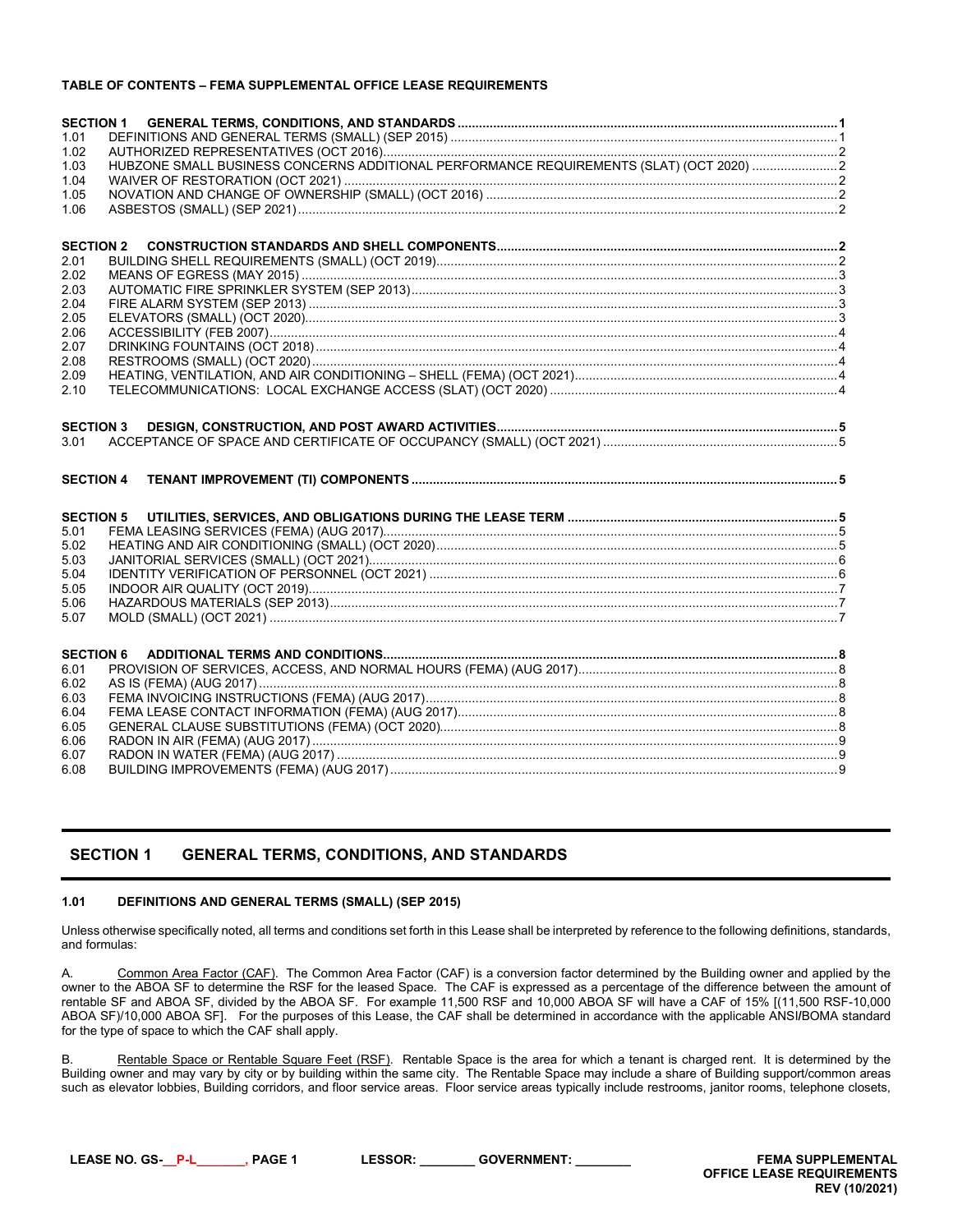**TABLE OF CONTENTS – FEMA SUPPLEMENTAL OFFICE LEASE REQUIREMENTS**

| | | |
|---|---|---|
| **SECTION 1** | **GENERAL TERMS, CONDITIONS, AND STANDARDS** | **1** |
| 1.01 | DEFINITIONS AND GENERAL TERMS (SMALL) (SEP 2015) | 1 |
| 1.02 | AUTHORIZED REPRESENTATIVES (OCT 2016) | 2 |
| 1.03 | HUBZONE SMALL BUSINESS CONCERNS ADDITIONAL PERFORMANCE REQUIREMENTS (SLAT) (OCT 2020) | 2 |
| 1.04 | WAIVER OF RESTORATION (OCT 2021) | 2 |
| 1.05 | NOVATION AND CHANGE OF OWNERSHIP (SMALL) (OCT 2016) | 2 |
| 1.06 | ASBESTOS (SMALL) (SEP 2021) | 2 |
| **SECTION 2** | **CONSTRUCTION STANDARDS AND SHELL COMPONENTS** | **2** |
| 2.01 | BUILDING SHELL REQUIREMENTS (SMALL) (OCT 2019) | 2 |
| 2.02 | MEANS OF EGRESS (MAY 2015) | 3 |
| 2.03 | AUTOMATIC FIRE SPRINKLER SYSTEM (SEP 2013) | 3 |
| 2.04 | FIRE ALARM SYSTEM (SEP 2013) | 3 |
| 2.05 | ELEVATORS (SMALL) (OCT 2020) | 3 |
| 2.06 | ACCESSIBILITY (FEB 2007) | 4 |
| 2.07 | DRINKING FOUNTAINS (OCT 2018) | 4 |
| 2.08 | RESTROOMS (SMALL) (OCT 2020) | 4 |
| 2.09 | HEATING, VENTILATION, AND AIR CONDITIONING – SHELL (FEMA) (OCT 2021) | 4 |
| 2.10 | TELECOMMUNICATIONS: LOCAL EXCHANGE ACCESS (SLAT) (OCT 2020) | 4 |
| **SECTION 3** | **DESIGN, CONSTRUCTION, AND POST AWARD ACTIVITIES** | **5** |
| 3.01 | ACCEPTANCE OF SPACE AND CERTIFICATE OF OCCUPANCY (SMALL) (OCT 2021) | 5 |
| **SECTION 4** | **TENANT IMPROVEMENT (TI) COMPONENTS** | **5** |
| **SECTION 5** | **UTILITIES, SERVICES, AND OBLIGATIONS DURING THE LEASE TERM** | **5** |
| 5.01 | FEMA LEASING SERVICES (FEMA) (AUG 2017) | 5 |
| 5.02 | HEATING AND AIR CONDITIONING (SMALL) (OCT 2020) | 5 |
| 5.03 | JANITORIAL SERVICES (SMALL) (OCT 2021) | 6 |
| 5.04 | IDENTITY VERIFICATION OF PERSONNEL (OCT 2021) | 6 |
| 5.05 | INDOOR AIR QUALITY (OCT 2019) | 7 |
| 5.06 | HAZARDOUS MATERIALS (SEP 2013) | 7 |
| 5.07 | MOLD (SMALL) (OCT 2021) | 7 |
| **SECTION 6** | **ADDITIONAL TERMS AND CONDITIONS** | **8** |
| 6.01 | PROVISION OF SERVICES, ACCESS, AND NORMAL HOURS (FEMA) (AUG 2017) | 8 |
| 6.02 | AS IS (FEMA) (AUG 2017) | 8 |
| 6.03 | FEMA INVOICING INSTRUCTIONS (FEMA) (AUG 2017) | 8 |
| 6.04 | FEMA LEASE CONTACT INFORMATION (FEMA) (AUG 2017) | 8 |
| 6.05 | GENERAL CLAUSE SUBSTITUTIONS (FEMA) (OCT 2020) | 8 |
| 6.06 | RADON IN AIR (FEMA) (AUG 2017) | 9 |
| 6.07 | RADON IN WATER (FEMA) (AUG 2017) | 9 |
| 6.08 | BUILDING IMPROVEMENTS (FEMA) (AUG 2017) | 9 |

## SECTION 1 GENERAL TERMS, CONDITIONS, AND STANDARDS

### 1.01 DEFINITIONS AND GENERAL TERMS (SMALL) (SEP 2015)

Unless otherwise specifically noted, all terms and conditions set forth in this Lease shall be interpreted by reference to the following definitions, standards, and formulas:

A. Common Area Factor (CAF). The Common Area Factor (CAF) is a conversion factor determined by the Building owner and applied by the owner to the ABOA SF to determine the RSF for the leased Space. The CAF is expressed as a percentage of the difference between the amount of rentable SF and ABOA SF, divided by the ABOA SF. For example 11,500 RSF and 10,000 ABOA SF will have a CAF of 15% [(11,500 RSF-10,000 ABOA SF)/10,000 ABOA SF]. For the purposes of this Lease, the CAF shall be determined in accordance with the applicable ANSI/BOMA standard for the type of space to which the CAF shall apply.

B. Rentable Space or Rentable Square Feet (RSF). Rentable Space is the area for which a tenant is charged rent. It is determined by the Building owner and may vary by city or by building within the same city. The Rentable Space may include a share of Building support/common areas such as elevator lobbies, Building corridors, and floor service areas. Floor service areas typically include restrooms, janitor rooms, telephone closets,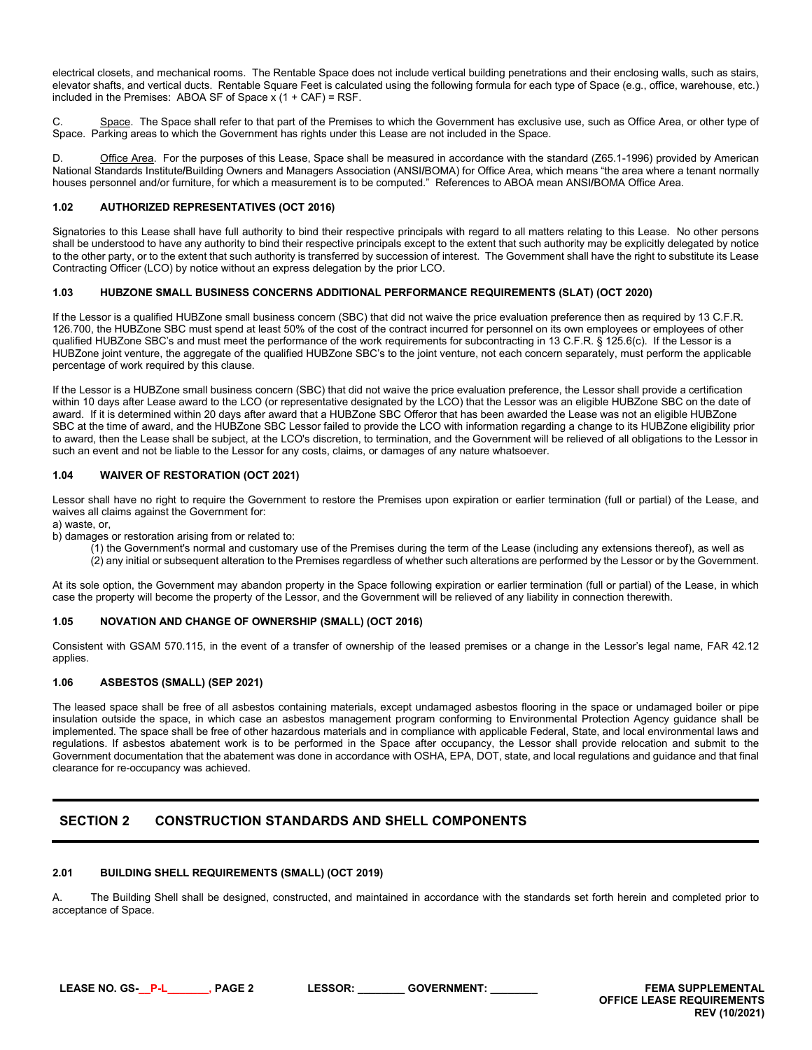electrical closets, and mechanical rooms. The Rentable Space does not include vertical building penetrations and their enclosing walls, such as stairs, elevator shafts, and vertical ducts. Rentable Square Feet is calculated using the following formula for each type of Space (e.g., office, warehouse, etc.) included in the Premises: ABOA SF of Space x (1 + CAF) = RSF.

C. Space. The Space shall refer to that part of the Premises to which the Government has exclusive use, such as Office Area, or other type of Space. Parking areas to which the Government has rights under this Lease are not included in the Space.

D. Office Area. For the purposes of this Lease, Space shall be measured in accordance with the standard (Z65.1-1996) provided by American National Standards Institute/Building Owners and Managers Association (ANSI/BOMA) for Office Area, which means "the area where a tenant normally houses personnel and/or furniture, for which a measurement is to be computed." References to ABOA mean ANSI/BOMA Office Area.

### 1.02 AUTHORIZED REPRESENTATIVES (OCT 2016)

Signatories to this Lease shall have full authority to bind their respective principals with regard to all matters relating to this Lease. No other persons shall be understood to have any authority to bind their respective principals except to the extent that such authority may be explicitly delegated by notice to the other party, or to the extent that such authority is transferred by succession of interest. The Government shall have the right to substitute its Lease Contracting Officer (LCO) by notice without an express delegation by the prior LCO.

### 1.03 HUBZONE SMALL BUSINESS CONCERNS ADDITIONAL PERFORMANCE REQUIREMENTS (SLAT) (OCT 2020)

If the Lessor is a qualified HUBZone small business concern (SBC) that did not waive the price evaluation preference then as required by 13 C.F.R. 126.700, the HUBZone SBC must spend at least 50% of the cost of the contract incurred for personnel on its own employees or employees of other qualified HUBZone SBC's and must meet the performance of the work requirements for subcontracting in 13 C.F.R. § 125.6(c). If the Lessor is a HUBZone joint venture, the aggregate of the qualified HUBZone SBC's to the joint venture, not each concern separately, must perform the applicable percentage of work required by this clause.

If the Lessor is a HUBZone small business concern (SBC) that did not waive the price evaluation preference, the Lessor shall provide a certification within 10 days after Lease award to the LCO (or representative designated by the LCO) that the Lessor was an eligible HUBZone SBC on the date of award. If it is determined within 20 days after award that a HUBZone SBC Offeror that has been awarded the Lease was not an eligible HUBZone SBC at the time of award, and the HUBZone SBC Lessor failed to provide the LCO with information regarding a change to its HUBZone eligibility prior to award, then the Lease shall be subject, at the LCO's discretion, to termination, and the Government will be relieved of all obligations to the Lessor in such an event and not be liable to the Lessor for any costs, claims, or damages of any nature whatsoever.

### 1.04 WAIVER OF RESTORATION (OCT 2021)

Lessor shall have no right to require the Government to restore the Premises upon expiration or earlier termination (full or partial) of the Lease, and waives all claims against the Government for:

a) waste, or,

b) damages or restoration arising from or related to:

(1) the Government's normal and customary use of the Premises during the term of the Lease (including any extensions thereof), as well as

(2) any initial or subsequent alteration to the Premises regardless of whether such alterations are performed by the Lessor or by the Government.

At its sole option, the Government may abandon property in the Space following expiration or earlier termination (full or partial) of the Lease, in which case the property will become the property of the Lessor, and the Government will be relieved of any liability in connection therewith.

### 1.05 NOVATION AND CHANGE OF OWNERSHIP (SMALL) (OCT 2016)

Consistent with GSAM 570.115, in the event of a transfer of ownership of the leased premises or a change in the Lessor's legal name, FAR 42.12 applies.

### 1.06 ASBESTOS (SMALL) (SEP 2021)

The leased space shall be free of all asbestos containing materials, except undamaged asbestos flooring in the space or undamaged boiler or pipe insulation outside the space, in which case an asbestos management program conforming to Environmental Protection Agency guidance shall be implemented. The space shall be free of other hazardous materials and in compliance with applicable Federal, State, and local environmental laws and regulations. If asbestos abatement work is to be performed in the Space after occupancy, the Lessor shall provide relocation and submit to the Government documentation that the abatement was done in accordance with OSHA, EPA, DOT, state, and local regulations and guidance and that final clearance for re-occupancy was achieved.

## SECTION 2 CONSTRUCTION STANDARDS AND SHELL COMPONENTS

### 2.01 BUILDING SHELL REQUIREMENTS (SMALL) (OCT 2019)

A. The Building Shell shall be designed, constructed, and maintained in accordance with the standards set forth herein and completed prior to acceptance of Space.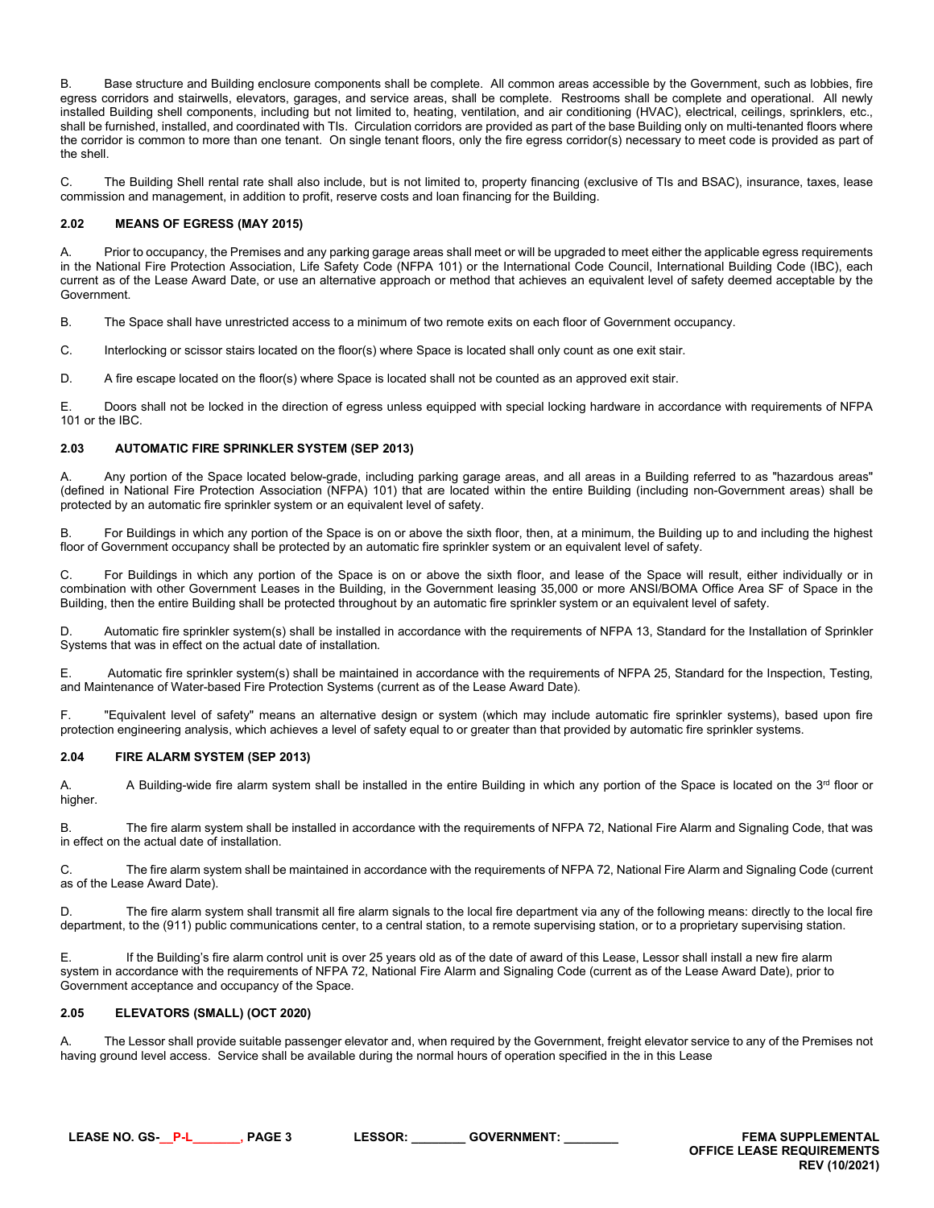B. Base structure and Building enclosure components shall be complete. All common areas accessible by the Government, such as lobbies, fire egress corridors and stairwells, elevators, garages, and service areas, shall be complete. Restrooms shall be complete and operational. All newly installed Building shell components, including but not limited to, heating, ventilation, and air conditioning (HVAC), electrical, ceilings, sprinklers, etc., shall be furnished, installed, and coordinated with TIs. Circulation corridors are provided as part of the base Building only on multi-tenanted floors where the corridor is common to more than one tenant. On single tenant floors, only the fire egress corridor(s) necessary to meet code is provided as part of the shell.

C. The Building Shell rental rate shall also include, but is not limited to, property financing (exclusive of TIs and BSAC), insurance, taxes, lease commission and management, in addition to profit, reserve costs and loan financing for the Building.

### 2.02 MEANS OF EGRESS (MAY 2015)

A. Prior to occupancy, the Premises and any parking garage areas shall meet or will be upgraded to meet either the applicable egress requirements in the National Fire Protection Association, Life Safety Code (NFPA 101) or the International Code Council, International Building Code (IBC), each current as of the Lease Award Date, or use an alternative approach or method that achieves an equivalent level of safety deemed acceptable by the Government.

B. The Space shall have unrestricted access to a minimum of two remote exits on each floor of Government occupancy.

C. Interlocking or scissor stairs located on the floor(s) where Space is located shall only count as one exit stair.

D. A fire escape located on the floor(s) where Space is located shall not be counted as an approved exit stair.

E. Doors shall not be locked in the direction of egress unless equipped with special locking hardware in accordance with requirements of NFPA 101 or the IBC.

### 2.03 AUTOMATIC FIRE SPRINKLER SYSTEM (SEP 2013)

A. Any portion of the Space located below-grade, including parking garage areas, and all areas in a Building referred to as "hazardous areas" (defined in National Fire Protection Association (NFPA) 101) that are located within the entire Building (including non-Government areas) shall be protected by an automatic fire sprinkler system or an equivalent level of safety.

B. For Buildings in which any portion of the Space is on or above the sixth floor, then, at a minimum, the Building up to and including the highest floor of Government occupancy shall be protected by an automatic fire sprinkler system or an equivalent level of safety.

C. For Buildings in which any portion of the Space is on or above the sixth floor, and lease of the Space will result, either individually or in combination with other Government Leases in the Building, in the Government leasing 35,000 or more ANSI/BOMA Office Area SF of Space in the Building, then the entire Building shall be protected throughout by an automatic fire sprinkler system or an equivalent level of safety.

D. Automatic fire sprinkler system(s) shall be installed in accordance with the requirements of NFPA 13, Standard for the Installation of Sprinkler Systems that was in effect on the actual date of installation.

E. Automatic fire sprinkler system(s) shall be maintained in accordance with the requirements of NFPA 25, Standard for the Inspection, Testing, and Maintenance of Water-based Fire Protection Systems (current as of the Lease Award Date).

F. "Equivalent level of safety" means an alternative design or system (which may include automatic fire sprinkler systems), based upon fire protection engineering analysis, which achieves a level of safety equal to or greater than that provided by automatic fire sprinkler systems.

### 2.04 FIRE ALARM SYSTEM (SEP 2013)

A. A Building-wide fire alarm system shall be installed in the entire Building in which any portion of the Space is located on the 3rd floor or higher.

B. The fire alarm system shall be installed in accordance with the requirements of NFPA 72, National Fire Alarm and Signaling Code, that was in effect on the actual date of installation.

C. The fire alarm system shall be maintained in accordance with the requirements of NFPA 72, National Fire Alarm and Signaling Code (current as of the Lease Award Date).

D. The fire alarm system shall transmit all fire alarm signals to the local fire department via any of the following means: directly to the local fire department, to the (911) public communications center, to a central station, to a remote supervising station, or to a proprietary supervising station.

E. If the Building's fire alarm control unit is over 25 years old as of the date of award of this Lease, Lessor shall install a new fire alarm system in accordance with the requirements of NFPA 72, National Fire Alarm and Signaling Code (current as of the Lease Award Date), prior to Government acceptance and occupancy of the Space.

### 2.05 ELEVATORS (SMALL) (OCT 2020)

A. The Lessor shall provide suitable passenger elevator and, when required by the Government, freight elevator service to any of the Premises not having ground level access. Service shall be available during the normal hours of operation specified in the in this Lease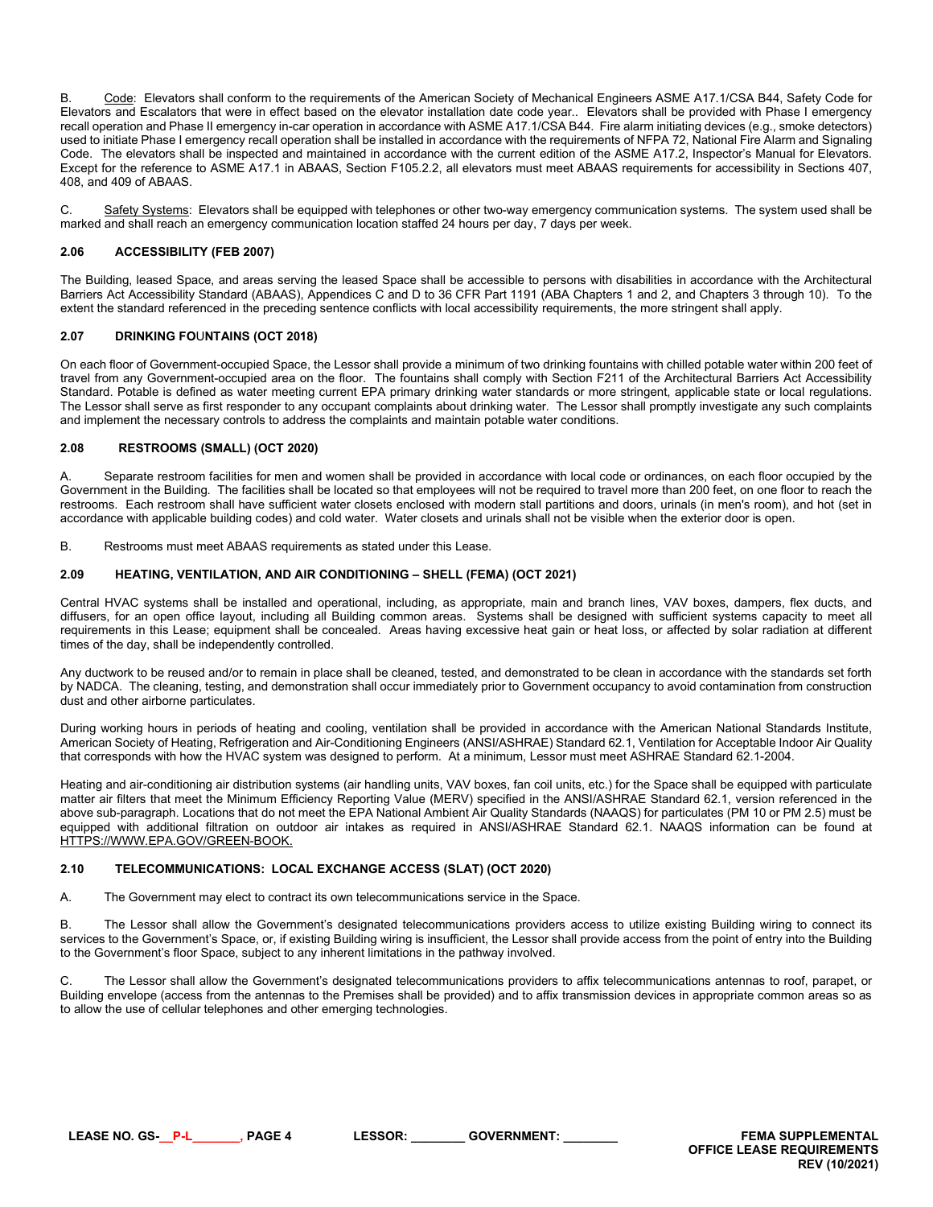B. Code: Elevators shall conform to the requirements of the American Society of Mechanical Engineers ASME A17.1/CSA B44, Safety Code for Elevators and Escalators that were in effect based on the elevator installation date code year.. Elevators shall be provided with Phase I emergency recall operation and Phase II emergency in-car operation in accordance with ASME A17.1/CSA B44. Fire alarm initiating devices (e.g., smoke detectors) used to initiate Phase I emergency recall operation shall be installed in accordance with the requirements of NFPA 72, National Fire Alarm and Signaling Code. The elevators shall be inspected and maintained in accordance with the current edition of the ASME A17.2, Inspector's Manual for Elevators. Except for the reference to ASME A17.1 in ABAAS, Section F105.2.2, all elevators must meet ABAAS requirements for accessibility in Sections 407, 408, and 409 of ABAAS.

C. Safety Systems: Elevators shall be equipped with telephones or other two-way emergency communication systems. The system used shall be marked and shall reach an emergency communication location staffed 24 hours per day, 7 days per week.

### 2.06 ACCESSIBILITY (FEB 2007)

The Building, leased Space, and areas serving the leased Space shall be accessible to persons with disabilities in accordance with the Architectural Barriers Act Accessibility Standard (ABAAS), Appendices C and D to 36 CFR Part 1191 (ABA Chapters 1 and 2, and Chapters 3 through 10). To the extent the standard referenced in the preceding sentence conflicts with local accessibility requirements, the more stringent shall apply.

### 2.07 DRINKING FOUNTAINS (OCT 2018)

On each floor of Government-occupied Space, the Lessor shall provide a minimum of two drinking fountains with chilled potable water within 200 feet of travel from any Government-occupied area on the floor. The fountains shall comply with Section F211 of the Architectural Barriers Act Accessibility Standard. Potable is defined as water meeting current EPA primary drinking water standards or more stringent, applicable state or local regulations. The Lessor shall serve as first responder to any occupant complaints about drinking water. The Lessor shall promptly investigate any such complaints and implement the necessary controls to address the complaints and maintain potable water conditions.

### 2.08 RESTROOMS (SMALL) (OCT 2020)

A. Separate restroom facilities for men and women shall be provided in accordance with local code or ordinances, on each floor occupied by the Government in the Building. The facilities shall be located so that employees will not be required to travel more than 200 feet, on one floor to reach the restrooms. Each restroom shall have sufficient water closets enclosed with modern stall partitions and doors, urinals (in men's room), and hot (set in accordance with applicable building codes) and cold water. Water closets and urinals shall not be visible when the exterior door is open.

B. Restrooms must meet ABAAS requirements as stated under this Lease.

### 2.09 HEATING, VENTILATION, AND AIR CONDITIONING – SHELL (FEMA) (OCT 2021)

Central HVAC systems shall be installed and operational, including, as appropriate, main and branch lines, VAV boxes, dampers, flex ducts, and diffusers, for an open office layout, including all Building common areas. Systems shall be designed with sufficient systems capacity to meet all requirements in this Lease; equipment shall be concealed. Areas having excessive heat gain or heat loss, or affected by solar radiation at different times of the day, shall be independently controlled.

Any ductwork to be reused and/or to remain in place shall be cleaned, tested, and demonstrated to be clean in accordance with the standards set forth by NADCA. The cleaning, testing, and demonstration shall occur immediately prior to Government occupancy to avoid contamination from construction dust and other airborne particulates.

During working hours in periods of heating and cooling, ventilation shall be provided in accordance with the American National Standards Institute, American Society of Heating, Refrigeration and Air-Conditioning Engineers (ANSI/ASHRAE) Standard 62.1, Ventilation for Acceptable Indoor Air Quality that corresponds with how the HVAC system was designed to perform. At a minimum, Lessor must meet ASHRAE Standard 62.1-2004.

Heating and air-conditioning air distribution systems (air handling units, VAV boxes, fan coil units, etc.) for the Space shall be equipped with particulate matter air filters that meet the Minimum Efficiency Reporting Value (MERV) specified in the ANSI/ASHRAE Standard 62.1, version referenced in the above sub-paragraph. Locations that do not meet the EPA National Ambient Air Quality Standards (NAAQS) for particulates (PM 10 or PM 2.5) must be equipped with additional filtration on outdoor air intakes as required in ANSI/ASHRAE Standard 62.1. NAAQS information can be found at HTTPS://WWW.EPA.GOV/GREEN-BOOK.

### 2.10 TELECOMMUNICATIONS: LOCAL EXCHANGE ACCESS (SLAT) (OCT 2020)

A. The Government may elect to contract its own telecommunications service in the Space.

B. The Lessor shall allow the Government's designated telecommunications providers access to utilize existing Building wiring to connect its services to the Government's Space, or, if existing Building wiring is insufficient, the Lessor shall provide access from the point of entry into the Building to the Government's floor Space, subject to any inherent limitations in the pathway involved.

C. The Lessor shall allow the Government's designated telecommunications providers to affix telecommunications antennas to roof, parapet, or Building envelope (access from the antennas to the Premises shall be provided) and to affix transmission devices in appropriate common areas so as to allow the use of cellular telephones and other emerging technologies.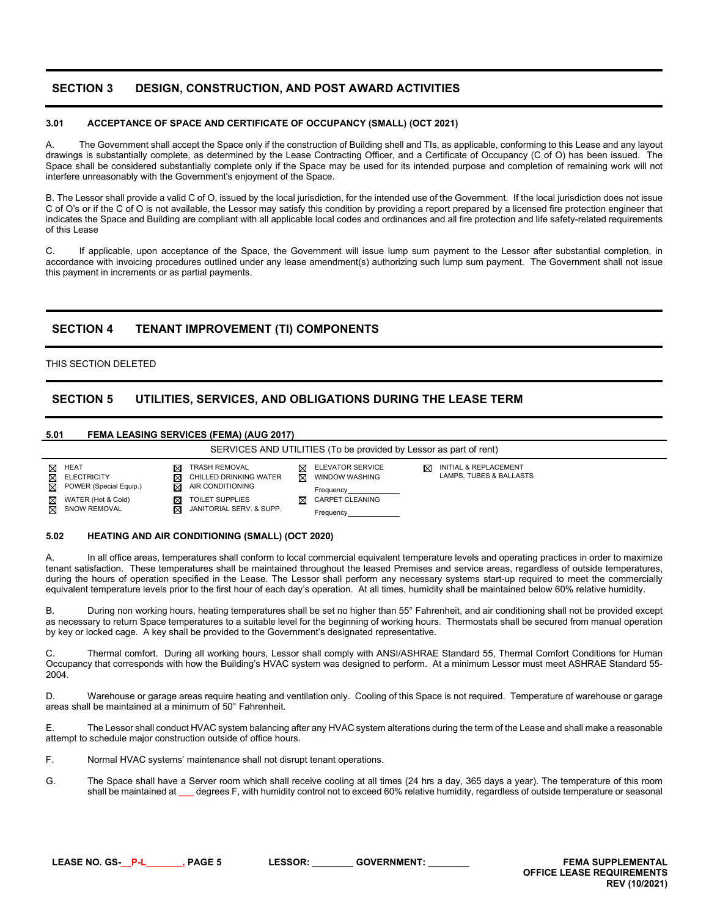## SECTION 3 DESIGN, CONSTRUCTION, AND POST AWARD ACTIVITIES

### 3.01 ACCEPTANCE OF SPACE AND CERTIFICATE OF OCCUPANCY (SMALL) (OCT 2021)

A. The Government shall accept the Space only if the construction of Building shell and TIs, as applicable, conforming to this Lease and any layout drawings is substantially complete, as determined by the Lease Contracting Officer, and a Certificate of Occupancy (C of O) has been issued. The Space shall be considered substantially complete only if the Space may be used for its intended purpose and completion of remaining work will not interfere unreasonably with the Government's enjoyment of the Space.

B. The Lessor shall provide a valid C of O, issued by the local jurisdiction, for the intended use of the Government. If the local jurisdiction does not issue C of O's or if the C of O is not available, the Lessor may satisfy this condition by providing a report prepared by a licensed fire protection engineer that indicates the Space and Building are compliant with all applicable local codes and ordinances and all fire protection and life safety-related requirements of this Lease

C. If applicable, upon acceptance of the Space, the Government will issue lump sum payment to the Lessor after substantial completion, in accordance with invoicing procedures outlined under any lease amendment(s) authorizing such lump sum payment. The Government shall not issue this payment in increments or as partial payments.

## SECTION 4 TENANT IMPROVEMENT (TI) COMPONENTS

THIS SECTION DELETED

## SECTION 5 UTILITIES, SERVICES, AND OBLIGATIONS DURING THE LEASE TERM

### 5.01 FEMA LEASING SERVICES (FEMA) (AUG 2017)

SERVICES AND UTILITIES (To be provided by Lessor as part of rent)

| | | | |
|---|---|---|---|
| ☒ HEAT | ☒ TRASH REMOVAL | ☒ ELEVATOR SERVICE | ☒ INITIAL & REPLACEMENT LAMPS, TUBES & BALLASTS |
| ☒ ELECTRICITY | ☒ CHILLED DRINKING WATER | ☒ WINDOW WASHING | |
| ☒ POWER (Special Equip.) | ☒ AIR CONDITIONING | Frequency\_\_\_\_\_\_\_\_\_\_ | |
| ☒ WATER (Hot & Cold) | ☒ TOILET SUPPLIES | ☒ CARPET CLEANING | |
| ☒ SNOW REMOVAL | ☒ JANITORIAL SERV. & SUPP. | Frequency\_\_\_\_\_\_\_\_\_\_ | |

### 5.02 HEATING AND AIR CONDITIONING (SMALL) (OCT 2020)

A. In all office areas, temperatures shall conform to local commercial equivalent temperature levels and operating practices in order to maximize tenant satisfaction. These temperatures shall be maintained throughout the leased Premises and service areas, regardless of outside temperatures, during the hours of operation specified in the Lease. The Lessor shall perform any necessary systems start-up required to meet the commercially equivalent temperature levels prior to the first hour of each day's operation. At all times, humidity shall be maintained below 60% relative humidity.

B. During non working hours, heating temperatures shall be set no higher than 55° Fahrenheit, and air conditioning shall not be provided except as necessary to return Space temperatures to a suitable level for the beginning of working hours. Thermostats shall be secured from manual operation by key or locked cage. A key shall be provided to the Government's designated representative.

C. Thermal comfort. During all working hours, Lessor shall comply with ANSI/ASHRAE Standard 55, Thermal Comfort Conditions for Human Occupancy that corresponds with how the Building's HVAC system was designed to perform. At a minimum Lessor must meet ASHRAE Standard 55-2004.

D. Warehouse or garage areas require heating and ventilation only. Cooling of this Space is not required. Temperature of warehouse or garage areas shall be maintained at a minimum of 50° Fahrenheit.

E. The Lessor shall conduct HVAC system balancing after any HVAC system alterations during the term of the Lease and shall make a reasonable attempt to schedule major construction outside of office hours.

F. Normal HVAC systems' maintenance shall not disrupt tenant operations.

G. The Space shall have a Server room which shall receive cooling at all times (24 hrs a day, 365 days a year). The temperature of this room shall be maintained at \_\_\_ degrees F, with humidity control not to exceed 60% relative humidity, regardless of outside temperature or seasonal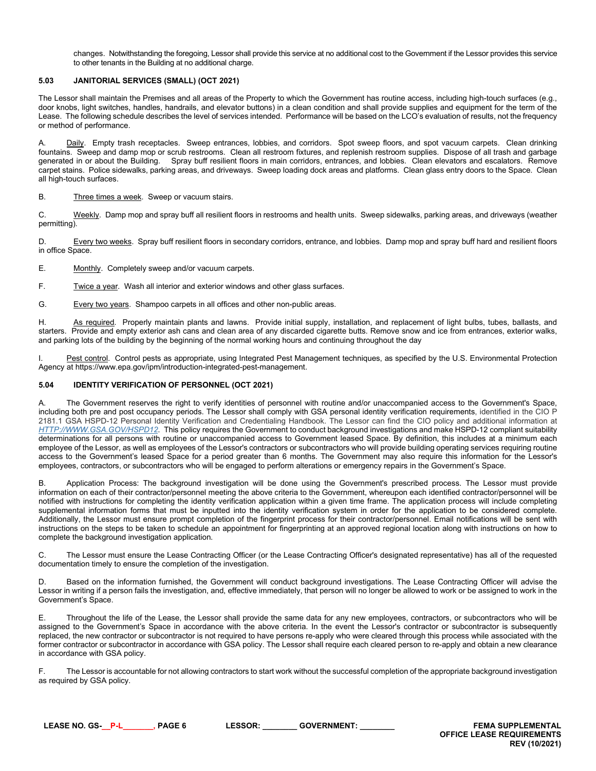changes. Notwithstanding the foregoing, Lessor shall provide this service at no additional cost to the Government if the Lessor provides this service to other tenants in the Building at no additional charge.

### 5.03 JANITORIAL SERVICES (SMALL) (OCT 2021)

The Lessor shall maintain the Premises and all areas of the Property to which the Government has routine access, including high-touch surfaces (e.g., door knobs, light switches, handles, handrails, and elevator buttons) in a clean condition and shall provide supplies and equipment for the term of the Lease. The following schedule describes the level of services intended. Performance will be based on the LCO's evaluation of results, not the frequency or method of performance.

A. Daily. Empty trash receptacles. Sweep entrances, lobbies, and corridors. Spot sweep floors, and spot vacuum carpets. Clean drinking fountains. Sweep and damp mop or scrub restrooms. Clean all restroom fixtures, and replenish restroom supplies. Dispose of all trash and garbage generated in or about the Building. Spray buff resilient floors in main corridors, entrances, and lobbies. Clean elevators and escalators. Remove carpet stains. Police sidewalks, parking areas, and driveways. Sweep loading dock areas and platforms. Clean glass entry doors to the Space. Clean all high-touch surfaces.

B. Three times a week. Sweep or vacuum stairs.

C. Weekly. Damp mop and spray buff all resilient floors in restrooms and health units. Sweep sidewalks, parking areas, and driveways (weather permitting).

D. Every two weeks. Spray buff resilient floors in secondary corridors, entrance, and lobbies. Damp mop and spray buff hard and resilient floors in office Space.

E. Monthly. Completely sweep and/or vacuum carpets.

F. Twice a year. Wash all interior and exterior windows and other glass surfaces.

G. Every two years. Shampoo carpets in all offices and other non-public areas.

H. As required. Properly maintain plants and lawns. Provide initial supply, installation, and replacement of light bulbs, tubes, ballasts, and starters. Provide and empty exterior ash cans and clean area of any discarded cigarette butts. Remove snow and ice from entrances, exterior walks, and parking lots of the building by the beginning of the normal working hours and continuing throughout the day

I. Pest control. Control pests as appropriate, using Integrated Pest Management techniques, as specified by the U.S. Environmental Protection Agency at https://www.epa.gov/ipm/introduction-integrated-pest-management.

### 5.04 IDENTITY VERIFICATION OF PERSONNEL (OCT 2021)

A. The Government reserves the right to verify identities of personnel with routine and/or unaccompanied access to the Government's Space, including both pre and post occupancy periods. The Lessor shall comply with GSA personal identity verification requirements, identified in the CIO P 2181.1 GSA HSPD-12 Personal Identity Verification and Credentialing Handbook. The Lessor can find the CIO policy and additional information at *HTTP://WWW.GSA.GOV/HSPD12*. This policy requires the Government to conduct background investigations and make HSPD-12 compliant suitability determinations for all persons with routine or unaccompanied access to Government leased Space. By definition, this includes at a minimum each employee of the Lessor, as well as employees of the Lessor's contractors or subcontractors who will provide building operating services requiring routine access to the Government's leased Space for a period greater than 6 months. The Government may also require this information for the Lessor's employees, contractors, or subcontractors who will be engaged to perform alterations or emergency repairs in the Government's Space.

B. Application Process: The background investigation will be done using the Government's prescribed process. The Lessor must provide information on each of their contractor/personnel meeting the above criteria to the Government, whereupon each identified contractor/personnel will be notified with instructions for completing the identity verification application within a given time frame. The application process will include completing supplemental information forms that must be inputted into the identity verification system in order for the application to be considered complete. Additionally, the Lessor must ensure prompt completion of the fingerprint process for their contractor/personnel. Email notifications will be sent with instructions on the steps to be taken to schedule an appointment for fingerprinting at an approved regional location along with instructions on how to complete the background investigation application.

C. The Lessor must ensure the Lease Contracting Officer (or the Lease Contracting Officer's designated representative) has all of the requested documentation timely to ensure the completion of the investigation.

D. Based on the information furnished, the Government will conduct background investigations. The Lease Contracting Officer will advise the Lessor in writing if a person fails the investigation, and, effective immediately, that person will no longer be allowed to work or be assigned to work in the Government's Space.

E. Throughout the life of the Lease, the Lessor shall provide the same data for any new employees, contractors, or subcontractors who will be assigned to the Government's Space in accordance with the above criteria. In the event the Lessor's contractor or subcontractor is subsequently replaced, the new contractor or subcontractor is not required to have persons re-apply who were cleared through this process while associated with the former contractor or subcontractor in accordance with GSA policy. The Lessor shall require each cleared person to re-apply and obtain a new clearance in accordance with GSA policy.

F. The Lessor is accountable for not allowing contractors to start work without the successful completion of the appropriate background investigation as required by GSA policy.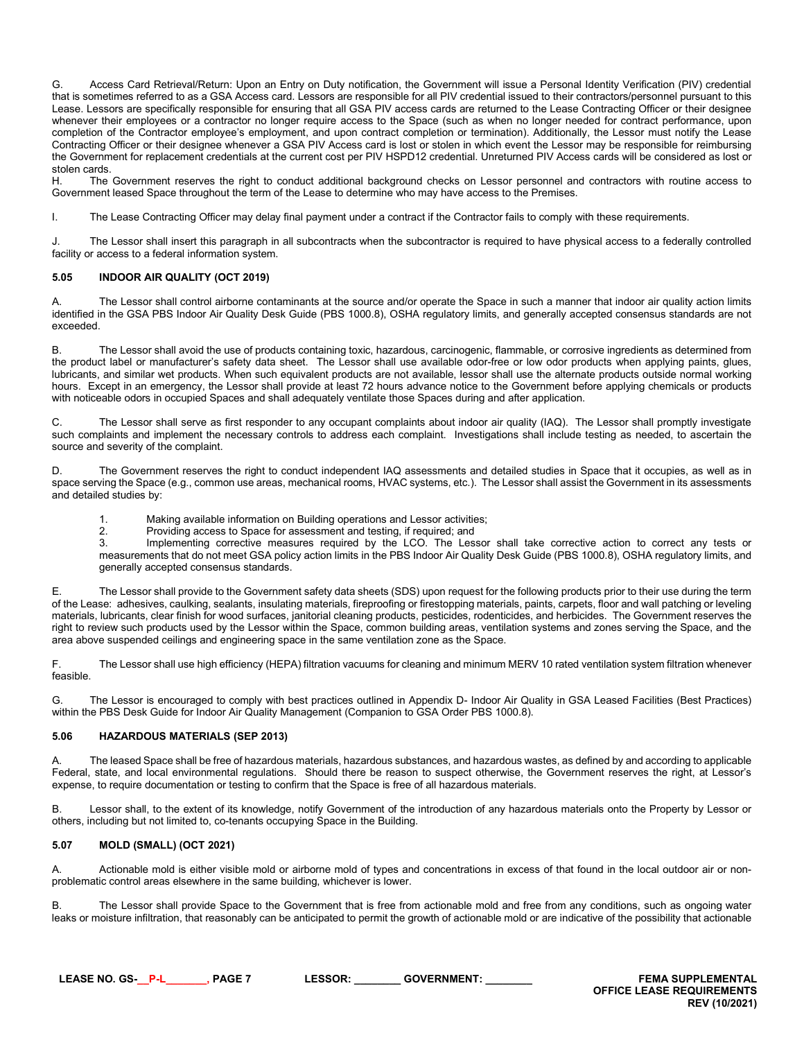G. Access Card Retrieval/Return: Upon an Entry on Duty notification, the Government will issue a Personal Identity Verification (PIV) credential that is sometimes referred to as a GSA Access card. Lessors are responsible for all PIV credential issued to their contractors/personnel pursuant to this Lease. Lessors are specifically responsible for ensuring that all GSA PIV access cards are returned to the Lease Contracting Officer or their designee whenever their employees or a contractor no longer require access to the Space (such as when no longer needed for contract performance, upon completion of the Contractor employee's employment, and upon contract completion or termination). Additionally, the Lessor must notify the Lease Contracting Officer or their designee whenever a GSA PIV Access card is lost or stolen in which event the Lessor may be responsible for reimbursing the Government for replacement credentials at the current cost per PIV HSPD12 credential. Unreturned PIV Access cards will be considered as lost or stolen cards.

H. The Government reserves the right to conduct additional background checks on Lessor personnel and contractors with routine access to Government leased Space throughout the term of the Lease to determine who may have access to the Premises.

I. The Lease Contracting Officer may delay final payment under a contract if the Contractor fails to comply with these requirements.

J. The Lessor shall insert this paragraph in all subcontracts when the subcontractor is required to have physical access to a federally controlled facility or access to a federal information system.

### 5.05 INDOOR AIR QUALITY (OCT 2019)

A. The Lessor shall control airborne contaminants at the source and/or operate the Space in such a manner that indoor air quality action limits identified in the GSA PBS Indoor Air Quality Desk Guide (PBS 1000.8), OSHA regulatory limits, and generally accepted consensus standards are not exceeded.

B. The Lessor shall avoid the use of products containing toxic, hazardous, carcinogenic, flammable, or corrosive ingredients as determined from the product label or manufacturer's safety data sheet. The Lessor shall use available odor-free or low odor products when applying paints, glues, lubricants, and similar wet products. When such equivalent products are not available, lessor shall use the alternate products outside normal working hours. Except in an emergency, the Lessor shall provide at least 72 hours advance notice to the Government before applying chemicals or products with noticeable odors in occupied Spaces and shall adequately ventilate those Spaces during and after application.

C. The Lessor shall serve as first responder to any occupant complaints about indoor air quality (IAQ). The Lessor shall promptly investigate such complaints and implement the necessary controls to address each complaint. Investigations shall include testing as needed, to ascertain the source and severity of the complaint.

D. The Government reserves the right to conduct independent IAQ assessments and detailed studies in Space that it occupies, as well as in space serving the Space (e.g., common use areas, mechanical rooms, HVAC systems, etc.). The Lessor shall assist the Government in its assessments and detailed studies by:

1. Making available information on Building operations and Lessor activities;
2. Providing access to Space for assessment and testing, if required; and
3. Implementing corrective measures required by the LCO. The Lessor shall take corrective action to correct any tests or measurements that do not meet GSA policy action limits in the PBS Indoor Air Quality Desk Guide (PBS 1000.8), OSHA regulatory limits, and generally accepted consensus standards.

E. The Lessor shall provide to the Government safety data sheets (SDS) upon request for the following products prior to their use during the term of the Lease: adhesives, caulking, sealants, insulating materials, fireproofing or firestopping materials, paints, carpets, floor and wall patching or leveling materials, lubricants, clear finish for wood surfaces, janitorial cleaning products, pesticides, rodenticides, and herbicides. The Government reserves the right to review such products used by the Lessor within the Space, common building areas, ventilation systems and zones serving the Space, and the area above suspended ceilings and engineering space in the same ventilation zone as the Space.

F. The Lessor shall use high efficiency (HEPA) filtration vacuums for cleaning and minimum MERV 10 rated ventilation system filtration whenever feasible.

G. The Lessor is encouraged to comply with best practices outlined in Appendix D- Indoor Air Quality in GSA Leased Facilities (Best Practices) within the PBS Desk Guide for Indoor Air Quality Management (Companion to GSA Order PBS 1000.8).

### 5.06 HAZARDOUS MATERIALS (SEP 2013)

A. The leased Space shall be free of hazardous materials, hazardous substances, and hazardous wastes, as defined by and according to applicable Federal, state, and local environmental regulations. Should there be reason to suspect otherwise, the Government reserves the right, at Lessor's expense, to require documentation or testing to confirm that the Space is free of all hazardous materials.

B. Lessor shall, to the extent of its knowledge, notify Government of the introduction of any hazardous materials onto the Property by Lessor or others, including but not limited to, co-tenants occupying Space in the Building.

### 5.07 MOLD (SMALL) (OCT 2021)

A. Actionable mold is either visible mold or airborne mold of types and concentrations in excess of that found in the local outdoor air or non-problematic control areas elsewhere in the same building, whichever is lower.

B. The Lessor shall provide Space to the Government that is free from actionable mold and free from any conditions, such as ongoing water leaks or moisture infiltration, that reasonably can be anticipated to permit the growth of actionable mold or are indicative of the possibility that actionable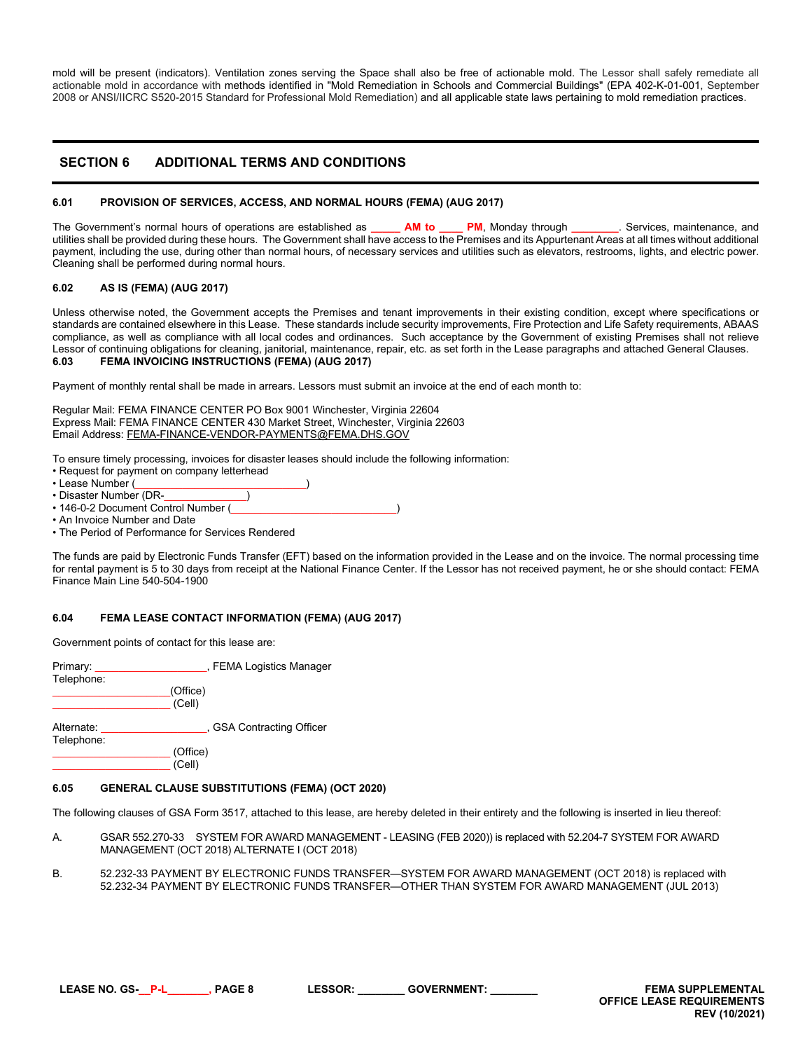mold will be present (indicators). Ventilation zones serving the Space shall also be free of actionable mold. The Lessor shall safely remediate all actionable mold in accordance with methods identified in "Mold Remediation in Schools and Commercial Buildings" (EPA 402-K-01-001, September 2008 or ANSI/IICRC S520-2015 Standard for Professional Mold Remediation) and all applicable state laws pertaining to mold remediation practices.

## SECTION 6 ADDITIONAL TERMS AND CONDITIONS

### 6.01 PROVISION OF SERVICES, ACCESS, AND NORMAL HOURS (FEMA) (AUG 2017)

The Government's normal hours of operations are established as _____ AM to ____ PM, Monday through ________. Services, maintenance, and utilities shall be provided during these hours. The Government shall have access to the Premises and its Appurtenant Areas at all times without additional payment, including the use, during other than normal hours, of necessary services and utilities such as elevators, restrooms, lights, and electric power. Cleaning shall be performed during normal hours.

### 6.02 AS IS (FEMA) (AUG 2017)

Unless otherwise noted, the Government accepts the Premises and tenant improvements in their existing condition, except where specifications or standards are contained elsewhere in this Lease. These standards include security improvements, Fire Protection and Life Safety requirements, ABAAS compliance, as well as compliance with all local codes and ordinances. Such acceptance by the Government of existing Premises shall not relieve Lessor of continuing obligations for cleaning, janitorial, maintenance, repair, etc. as set forth in the Lease paragraphs and attached General Clauses.

### 6.03 FEMA INVOICING INSTRUCTIONS (FEMA) (AUG 2017)

Payment of monthly rental shall be made in arrears. Lessors must submit an invoice at the end of each month to:

Regular Mail: FEMA FINANCE CENTER PO Box 9001 Winchester, Virginia 22604
Express Mail: FEMA FINANCE CENTER 430 Market Street, Winchester, Virginia 22603
Email Address: FEMA-FINANCE-VENDOR-PAYMENTS@FEMA.DHS.GOV

To ensure timely processing, invoices for disaster leases should include the following information:

- Request for payment on company letterhead
- Lease Number (____________________________)
- Disaster Number (DR-______________)
- 146-0-2 Document Control Number (____________________________)
- An Invoice Number and Date
- The Period of Performance for Services Rendered

The funds are paid by Electronic Funds Transfer (EFT) based on the information provided in the Lease and on the invoice. The normal processing time for rental payment is 5 to 30 days from receipt at the National Finance Center. If the Lessor has not received payment, he or she should contact: FEMA Finance Main Line 540-504-1900

### 6.04 FEMA LEASE CONTACT INFORMATION (FEMA) (AUG 2017)

Government points of contact for this lease are:

Primary: ___________________, FEMA Logistics Manager
Telephone:
____________________(Office)
____________________ (Cell)

Alternate: __________________, GSA Contracting Officer
Telephone:
____________________ (Office)
____________________ (Cell)

### 6.05 GENERAL CLAUSE SUBSTITUTIONS (FEMA) (OCT 2020)

The following clauses of GSA Form 3517, attached to this lease, are hereby deleted in their entirety and the following is inserted in lieu thereof:

A. GSAR 552.270-33 SYSTEM FOR AWARD MANAGEMENT - LEASING (FEB 2020)) is replaced with 52.204-7 SYSTEM FOR AWARD MANAGEMENT (OCT 2018) ALTERNATE I (OCT 2018)

B. 52.232-33 PAYMENT BY ELECTRONIC FUNDS TRANSFER—SYSTEM FOR AWARD MANAGEMENT (OCT 2018) is replaced with 52.232-34 PAYMENT BY ELECTRONIC FUNDS TRANSFER—OTHER THAN SYSTEM FOR AWARD MANAGEMENT (JUL 2013)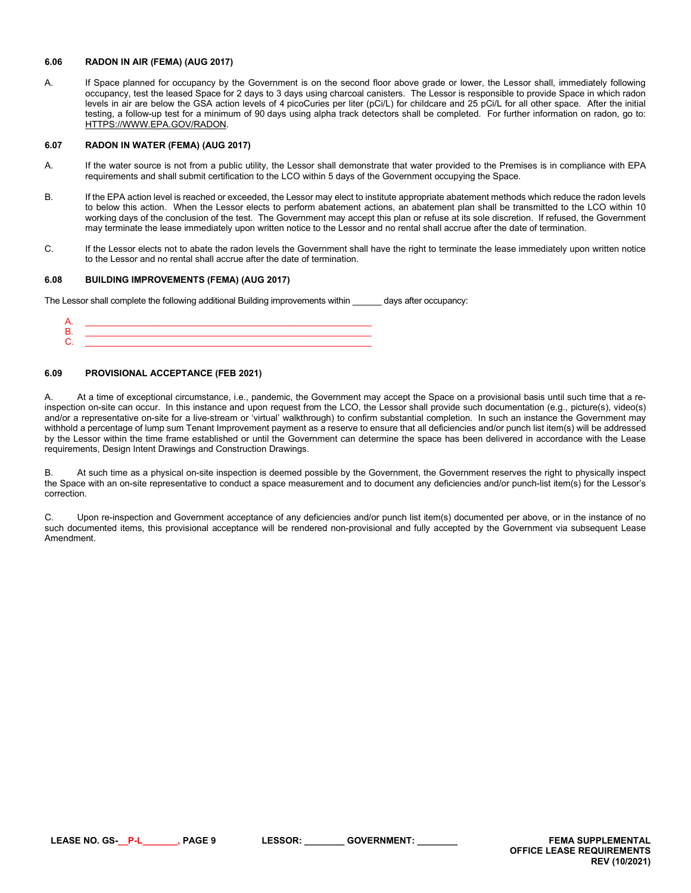### 6.06 RADON IN AIR (FEMA) (AUG 2017)

A. If Space planned for occupancy by the Government is on the second floor above grade or lower, the Lessor shall, immediately following occupancy, test the leased Space for 2 days to 3 days using charcoal canisters. The Lessor is responsible to provide Space in which radon levels in air are below the GSA action levels of 4 picoCuries per liter (pCi/L) for childcare and 25 pCi/L for all other space. After the initial testing, a follow-up test for a minimum of 90 days using alpha track detectors shall be completed. For further information on radon, go to: HTTPS://WWW.EPA.GOV/RADON.

### 6.07 RADON IN WATER (FEMA) (AUG 2017)

A. If the water source is not from a public utility, the Lessor shall demonstrate that water provided to the Premises is in compliance with EPA requirements and shall submit certification to the LCO within 5 days of the Government occupying the Space.

B. If the EPA action level is reached or exceeded, the Lessor may elect to institute appropriate abatement methods which reduce the radon levels to below this action. When the Lessor elects to perform abatement actions, an abatement plan shall be transmitted to the LCO within 10 working days of the conclusion of the test. The Government may accept this plan or refuse at its sole discretion. If refused, the Government may terminate the lease immediately upon written notice to the Lessor and no rental shall accrue after the date of termination.

C. If the Lessor elects not to abate the radon levels the Government shall have the right to terminate the lease immediately upon written notice to the Lessor and no rental shall accrue after the date of termination.

### 6.08 BUILDING IMPROVEMENTS (FEMA) (AUG 2017)

The Lessor shall complete the following additional Building improvements within ______ days after occupancy:

A. ____________________________________________________________
B. ____________________________________________________________
C. ____________________________________________________________

### 6.09 PROVISIONAL ACCEPTANCE (FEB 2021)

A. At a time of exceptional circumstance, i.e., pandemic, the Government may accept the Space on a provisional basis until such time that a re-inspection on-site can occur. In this instance and upon request from the LCO, the Lessor shall provide such documentation (e.g., picture(s), video(s) and/or a representative on-site for a live-stream or 'virtual' walkthrough) to confirm substantial completion. In such an instance the Government may withhold a percentage of lump sum Tenant Improvement payment as a reserve to ensure that all deficiencies and/or punch list item(s) will be addressed by the Lessor within the time frame established or until the Government can determine the space has been delivered in accordance with the Lease requirements, Design Intent Drawings and Construction Drawings.

B. At such time as a physical on-site inspection is deemed possible by the Government, the Government reserves the right to physically inspect the Space with an on-site representative to conduct a space measurement and to document any deficiencies and/or punch-list item(s) for the Lessor's correction.

C. Upon re-inspection and Government acceptance of any deficiencies and/or punch list item(s) documented per above, or in the instance of no such documented items, this provisional acceptance will be rendered non-provisional and fully accepted by the Government via subsequent Lease Amendment.